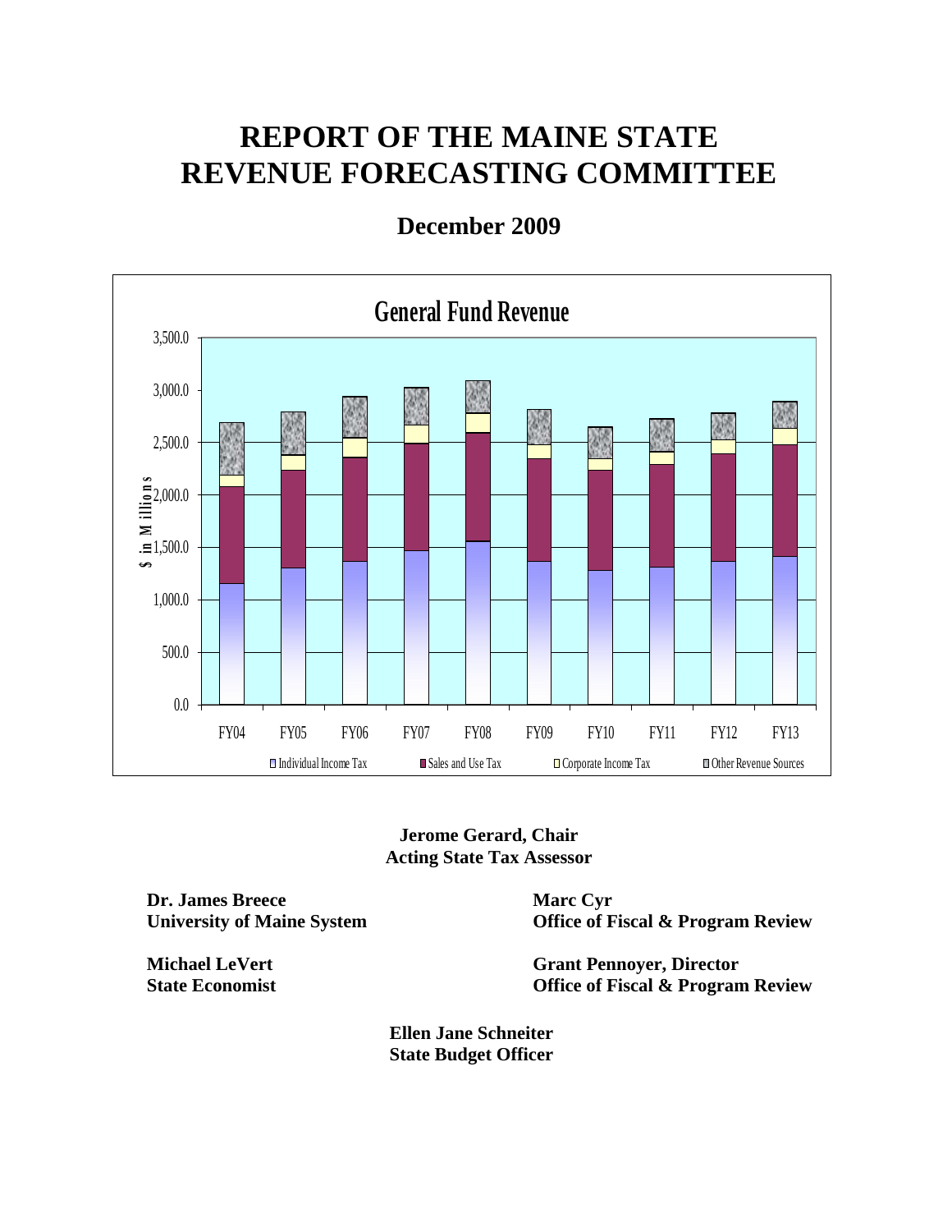# REPORT OF THE MAINE STATE REVENUE FORECASTING COMMITTEE

## December 2009

**Jerome Gerard, Chair**
**Acting State Tax Assessor**

**Dr. James Breece**
**University of Maine System**

**Marc Cyr**
**Office of Fiscal & Program Review**

**Michael LeVert**
**State Economist**

**Grant Pennoyer, Director**
**Office of Fiscal & Program Review**

**Ellen Jane Schneiter**
**State Budget Officer**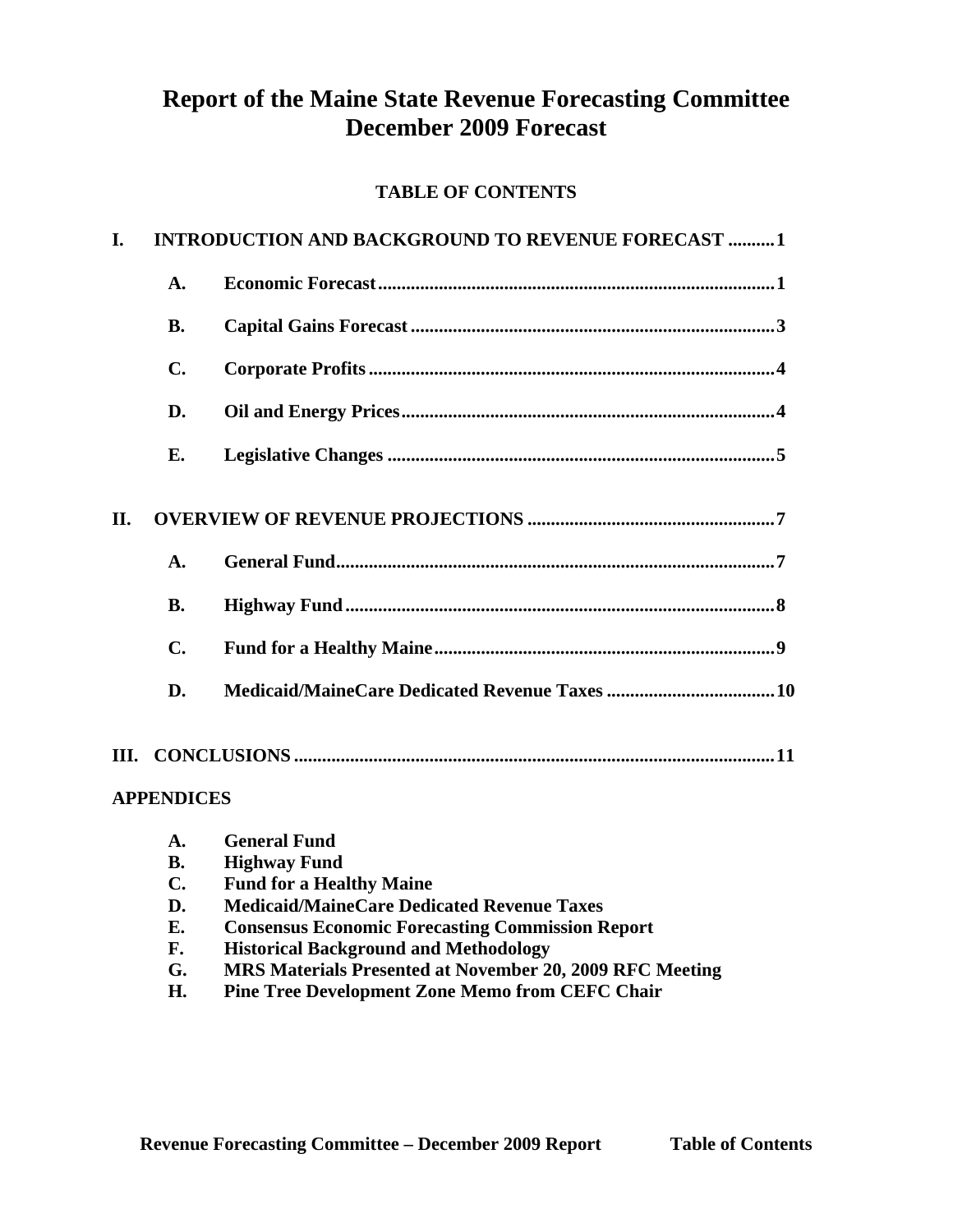# Report of the Maine State Revenue Forecasting Committee
# December 2009 Forecast

## TABLE OF CONTENTS

**I. INTRODUCTION AND BACKGROUND TO REVENUE FORECAST .........1**

- **A. Economic Forecast .........1**
- **B. Capital Gains Forecast .........3**
- **C. Corporate Profits .........4**
- **D. Oil and Energy Prices .........4**
- **E. Legislative Changes .........5**

**II. OVERVIEW OF REVENUE PROJECTIONS .........7**

- **A. General Fund .........7**
- **B. Highway Fund .........8**
- **C. Fund for a Healthy Maine .........9**
- **D. Medicaid/MaineCare Dedicated Revenue Taxes .........10**

**III. CONCLUSIONS .........11**

**APPENDICES**

- **A. General Fund**
- **B. Highway Fund**
- **C. Fund for a Healthy Maine**
- **D. Medicaid/MaineCare Dedicated Revenue Taxes**
- **E. Consensus Economic Forecasting Commission Report**
- **F. Historical Background and Methodology**
- **G. MRS Materials Presented at November 20, 2009 RFC Meeting**
- **H. Pine Tree Development Zone Memo from CEFC Chair**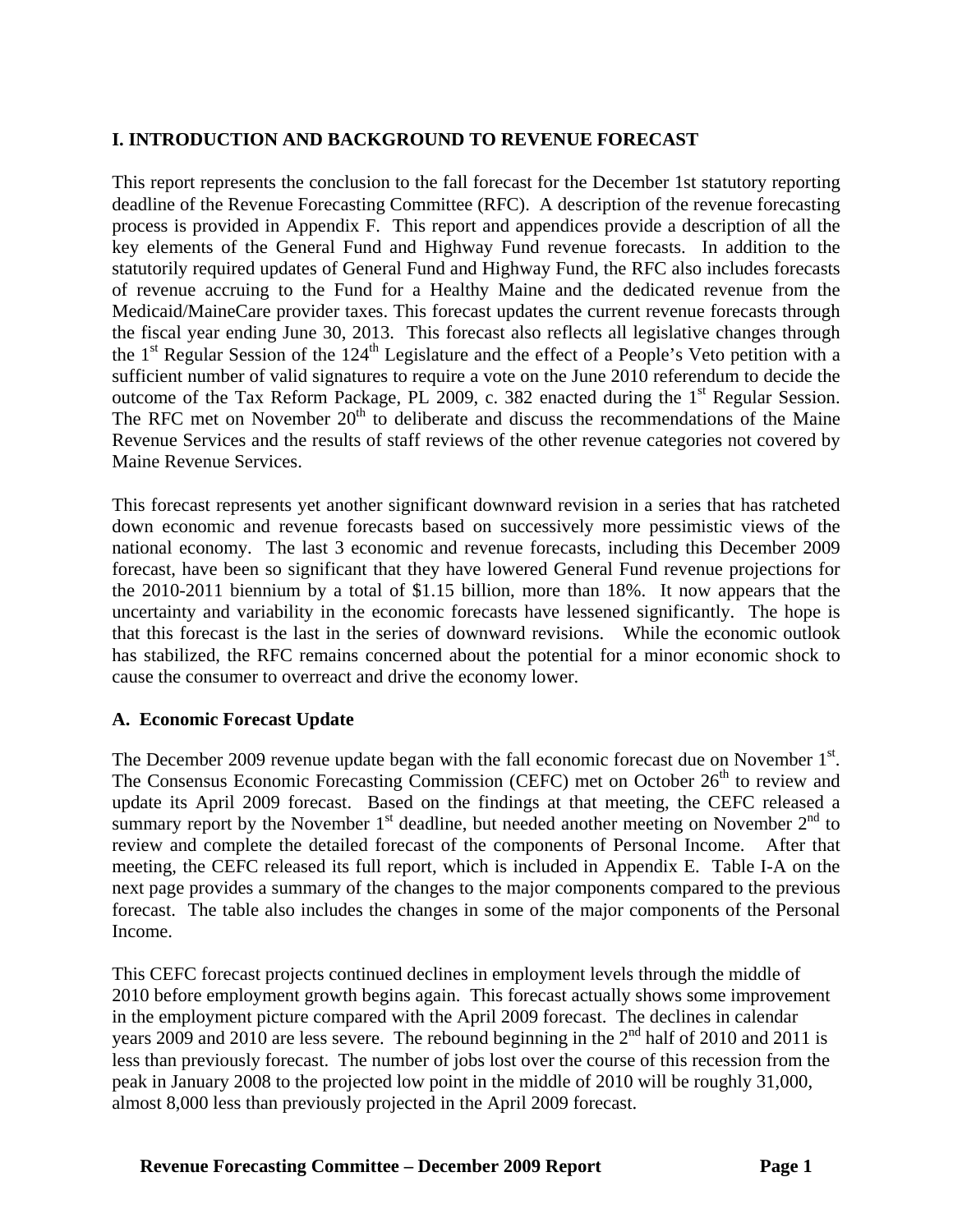## I. INTRODUCTION AND BACKGROUND TO REVENUE FORECAST

This report represents the conclusion to the fall forecast for the December 1st statutory reporting deadline of the Revenue Forecasting Committee (RFC). A description of the revenue forecasting process is provided in Appendix F. This report and appendices provide a description of all the key elements of the General Fund and Highway Fund revenue forecasts. In addition to the statutorily required updates of General Fund and Highway Fund, the RFC also includes forecasts of revenue accruing to the Fund for a Healthy Maine and the dedicated revenue from the Medicaid/MaineCare provider taxes. This forecast updates the current revenue forecasts through the fiscal year ending June 30, 2013. This forecast also reflects all legislative changes through the 1st Regular Session of the 124th Legislature and the effect of a People's Veto petition with a sufficient number of valid signatures to require a vote on the June 2010 referendum to decide the outcome of the Tax Reform Package, PL 2009, c. 382 enacted during the 1st Regular Session. The RFC met on November 20th to deliberate and discuss the recommendations of the Maine Revenue Services and the results of staff reviews of the other revenue categories not covered by Maine Revenue Services.

This forecast represents yet another significant downward revision in a series that has ratcheted down economic and revenue forecasts based on successively more pessimistic views of the national economy. The last 3 economic and revenue forecasts, including this December 2009 forecast, have been so significant that they have lowered General Fund revenue projections for the 2010-2011 biennium by a total of $1.15 billion, more than 18%. It now appears that the uncertainty and variability in the economic forecasts have lessened significantly. The hope is that this forecast is the last in the series of downward revisions. While the economic outlook has stabilized, the RFC remains concerned about the potential for a minor economic shock to cause the consumer to overreact and drive the economy lower.

### A. Economic Forecast Update

The December 2009 revenue update began with the fall economic forecast due on November 1st. The Consensus Economic Forecasting Commission (CEFC) met on October 26th to review and update its April 2009 forecast. Based on the findings at that meeting, the CEFC released a summary report by the November 1st deadline, but needed another meeting on November 2nd to review and complete the detailed forecast of the components of Personal Income. After that meeting, the CEFC released its full report, which is included in Appendix E. Table I-A on the next page provides a summary of the changes to the major components compared to the previous forecast. The table also includes the changes in some of the major components of the Personal Income.

This CEFC forecast projects continued declines in employment levels through the middle of 2010 before employment growth begins again. This forecast actually shows some improvement in the employment picture compared with the April 2009 forecast. The declines in calendar years 2009 and 2010 are less severe. The rebound beginning in the 2nd half of 2010 and 2011 is less than previously forecast. The number of jobs lost over the course of this recession from the peak in January 2008 to the projected low point in the middle of 2010 will be roughly 31,000, almost 8,000 less than previously projected in the April 2009 forecast.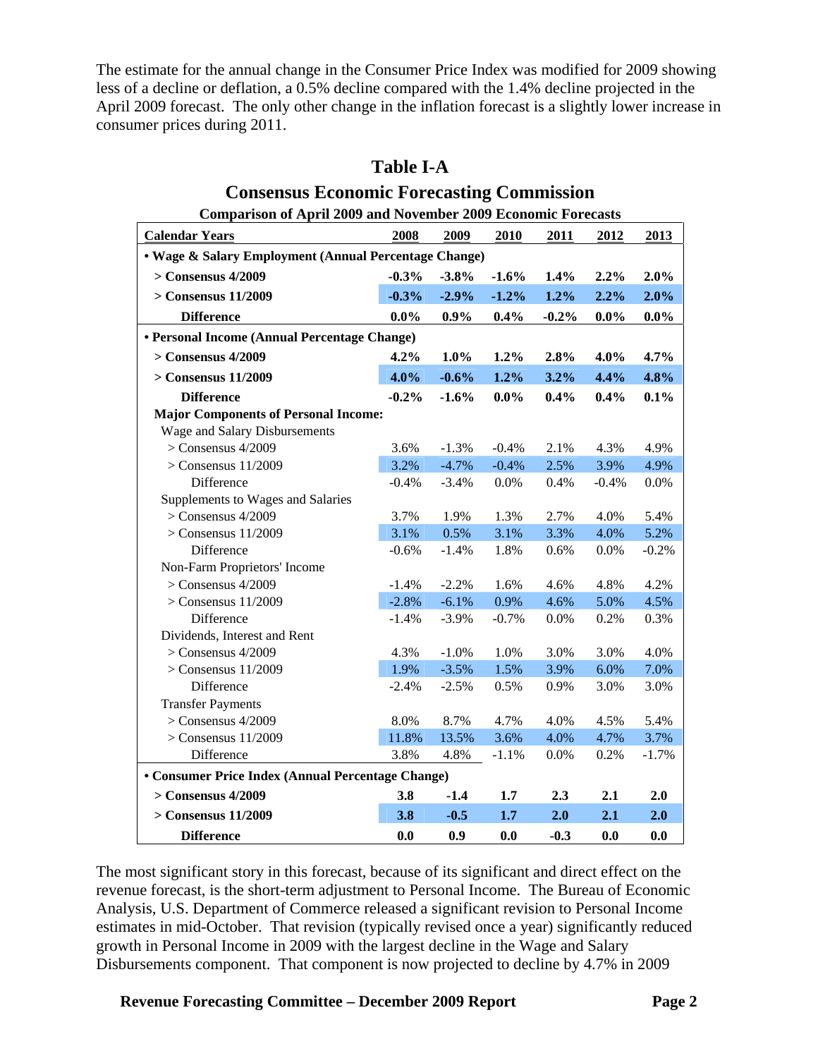The estimate for the annual change in the Consumer Price Index was modified for 2009 showing less of a decline or deflation, a 0.5% decline compared with the 1.4% decline projected in the April 2009 forecast. The only other change in the inflation forecast is a slightly lower increase in consumer prices during 2011.

## Table I-A

### Consensus Economic Forecasting Commission

**Comparison of April 2009 and November 2009 Economic Forecasts**

| Calendar Years | 2008 | 2009 | 2010 | 2011 | 2012 | 2013 |
|---|---|---|---|---|---|---|
| **• Wage & Salary Employment (Annual Percentage Change)** | | | | | | |
| **> Consensus 4/2009** | **-0.3%** | **-3.8%** | **-1.6%** | **1.4%** | **2.2%** | **2.0%** |
| **> Consensus 11/2009** | **-0.3%** | **-2.9%** | **-1.2%** | **1.2%** | **2.2%** | **2.0%** |
| **Difference** | **0.0%** | **0.9%** | **0.4%** | **-0.2%** | **0.0%** | **0.0%** |
| **• Personal Income (Annual Percentage Change)** | | | | | | |
| **> Consensus 4/2009** | **4.2%** | **1.0%** | **1.2%** | **2.8%** | **4.0%** | **4.7%** |
| **> Consensus 11/2009** | **4.0%** | **-0.6%** | **1.2%** | **3.2%** | **4.4%** | **4.8%** |
| **Difference** | **-0.2%** | **-1.6%** | **0.0%** | **0.4%** | **0.4%** | **0.1%** |
| **Major Components of Personal Income:** | | | | | | |
| Wage and Salary Disbursements | | | | | | |
| > Consensus 4/2009 | 3.6% | -1.3% | -0.4% | 2.1% | 4.3% | 4.9% |
| > Consensus 11/2009 | 3.2% | -4.7% | -0.4% | 2.5% | 3.9% | 4.9% |
| Difference | -0.4% | -3.4% | 0.0% | 0.4% | -0.4% | 0.0% |
| Supplements to Wages and Salaries | | | | | | |
| > Consensus 4/2009 | 3.7% | 1.9% | 1.3% | 2.7% | 4.0% | 5.4% |
| > Consensus 11/2009 | 3.1% | 0.5% | 3.1% | 3.3% | 4.0% | 5.2% |
| Difference | -0.6% | -1.4% | 1.8% | 0.6% | 0.0% | -0.2% |
| Non-Farm Proprietors' Income | | | | | | |
| > Consensus 4/2009 | -1.4% | -2.2% | 1.6% | 4.6% | 4.8% | 4.2% |
| > Consensus 11/2009 | -2.8% | -6.1% | 0.9% | 4.6% | 5.0% | 4.5% |
| Difference | -1.4% | -3.9% | -0.7% | 0.0% | 0.2% | 0.3% |
| Dividends, Interest and Rent | | | | | | |
| > Consensus 4/2009 | 4.3% | -1.0% | 1.0% | 3.0% | 3.0% | 4.0% |
| > Consensus 11/2009 | 1.9% | -3.5% | 1.5% | 3.9% | 6.0% | 7.0% |
| Difference | -2.4% | -2.5% | 0.5% | 0.9% | 3.0% | 3.0% |
| Transfer Payments | | | | | | |
| > Consensus 4/2009 | 8.0% | 8.7% | 4.7% | 4.0% | 4.5% | 5.4% |
| > Consensus 11/2009 | 11.8% | 13.5% | 3.6% | 4.0% | 4.7% | 3.7% |
| Difference | 3.8% | 4.8% | -1.1% | 0.0% | 0.2% | -1.7% |
| **• Consumer Price Index (Annual Percentage Change)** | | | | | | |
| **> Consensus 4/2009** | **3.8** | **-1.4** | **1.7** | **2.3** | **2.1** | **2.0** |
| **> Consensus 11/2009** | **3.8** | **-0.5** | **1.7** | **2.0** | **2.1** | **2.0** |
| **Difference** | **0.0** | **0.9** | **0.0** | **-0.3** | **0.0** | **0.0** |

The most significant story in this forecast, because of its significant and direct effect on the revenue forecast, is the short-term adjustment to Personal Income. The Bureau of Economic Analysis, U.S. Department of Commerce released a significant revision to Personal Income estimates in mid-October. That revision (typically revised once a year) significantly reduced growth in Personal Income in 2009 with the largest decline in the Wage and Salary Disbursements component. That component is now projected to decline by 4.7% in 2009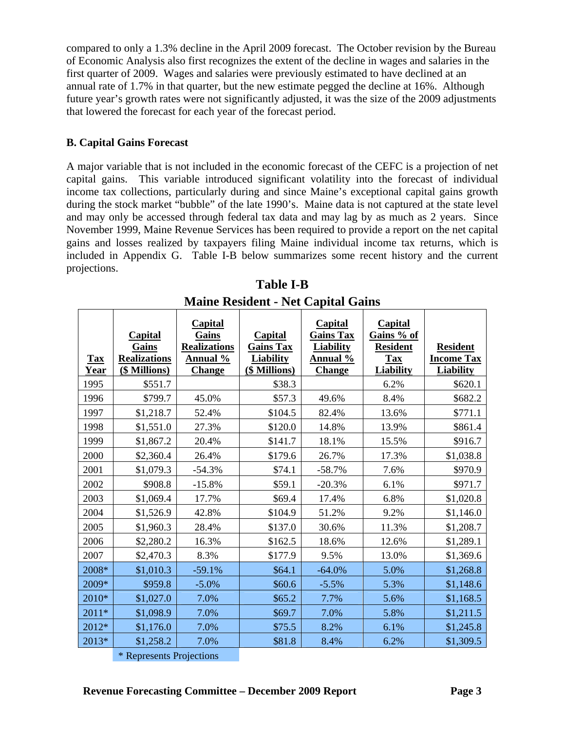compared to only a 1.3% decline in the April 2009 forecast. The October revision by the Bureau of Economic Analysis also first recognizes the extent of the decline in wages and salaries in the first quarter of 2009. Wages and salaries were previously estimated to have declined at an annual rate of 1.7% in that quarter, but the new estimate pegged the decline at 16%. Although future year's growth rates were not significantly adjusted, it was the size of the 2009 adjustments that lowered the forecast for each year of the forecast period.

**B. Capital Gains Forecast**

A major variable that is not included in the economic forecast of the CEFC is a projection of net capital gains. This variable introduced significant volatility into the forecast of individual income tax collections, particularly during and since Maine's exceptional capital gains growth during the stock market "bubble" of the late 1990's. Maine data is not captured at the state level and may only be accessed through federal tax data and may lag by as much as 2 years. Since November 1999, Maine Revenue Services has been required to provide a report on the net capital gains and losses realized by taxpayers filing Maine individual income tax returns, which is included in Appendix G. Table I-B below summarizes some recent history and the current projections.

**Table I-B**
**Maine Resident - Net Capital Gains**

| Tax Year | Capital Gains Realizations ($ Millions) | Capital Gains Realizations Annual % Change | Capital Gains Tax Liability ($ Millions) | Capital Gains Tax Liability Annual % Change | Capital Gains % of Resident Tax Liability | Resident Income Tax Liability |
|---|---|---|---|---|---|---|
| 1995 | $551.7 | | $38.3 | | 6.2% | $620.1 |
| 1996 | $799.7 | 45.0% | $57.3 | 49.6% | 8.4% | $682.2 |
| 1997 | $1,218.7 | 52.4% | $104.5 | 82.4% | 13.6% | $771.1 |
| 1998 | $1,551.0 | 27.3% | $120.0 | 14.8% | 13.9% | $861.4 |
| 1999 | $1,867.2 | 20.4% | $141.7 | 18.1% | 15.5% | $916.7 |
| 2000 | $2,360.4 | 26.4% | $179.6 | 26.7% | 17.3% | $1,038.8 |
| 2001 | $1,079.3 | -54.3% | $74.1 | -58.7% | 7.6% | $970.9 |
| 2002 | $908.8 | -15.8% | $59.1 | -20.3% | 6.1% | $971.7 |
| 2003 | $1,069.4 | 17.7% | $69.4 | 17.4% | 6.8% | $1,020.8 |
| 2004 | $1,526.9 | 42.8% | $104.9 | 51.2% | 9.2% | $1,146.0 |
| 2005 | $1,960.3 | 28.4% | $137.0 | 30.6% | 11.3% | $1,208.7 |
| 2006 | $2,280.2 | 16.3% | $162.5 | 18.6% | 12.6% | $1,289.1 |
| 2007 | $2,470.3 | 8.3% | $177.9 | 9.5% | 13.0% | $1,369.6 |
| 2008* | $1,010.3 | -59.1% | $64.1 | -64.0% | 5.0% | $1,268.8 |
| 2009* | $959.8 | -5.0% | $60.6 | -5.5% | 5.3% | $1,148.6 |
| 2010* | $1,027.0 | 7.0% | $65.2 | 7.7% | 5.6% | $1,168.5 |
| 2011* | $1,098.9 | 7.0% | $69.7 | 7.0% | 5.8% | $1,211.5 |
| 2012* | $1,176.0 | 7.0% | $75.5 | 8.2% | 6.1% | $1,245.8 |
| 2013* | $1,258.2 | 7.0% | $81.8 | 8.4% | 6.2% | $1,309.5 |

\* Represents Projections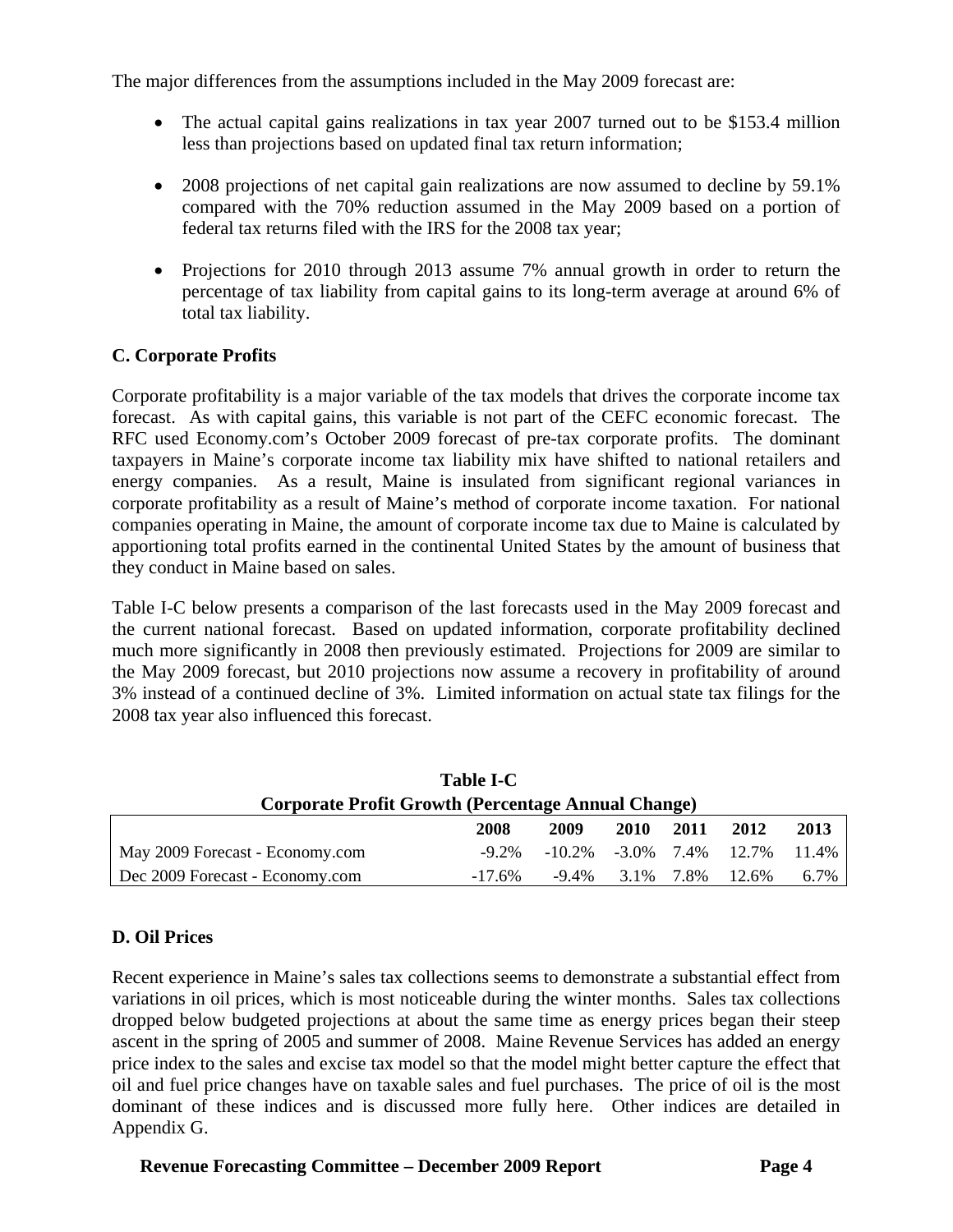The major differences from the assumptions included in the May 2009 forecast are:

- The actual capital gains realizations in tax year 2007 turned out to be $153.4 million less than projections based on updated final tax return information;
- 2008 projections of net capital gain realizations are now assumed to decline by 59.1% compared with the 70% reduction assumed in the May 2009 based on a portion of federal tax returns filed with the IRS for the 2008 tax year;
- Projections for 2010 through 2013 assume 7% annual growth in order to return the percentage of tax liability from capital gains to its long-term average at around 6% of total tax liability.

### C. Corporate Profits

Corporate profitability is a major variable of the tax models that drives the corporate income tax forecast. As with capital gains, this variable is not part of the CEFC economic forecast. The RFC used Economy.com's October 2009 forecast of pre-tax corporate profits. The dominant taxpayers in Maine's corporate income tax liability mix have shifted to national retailers and energy companies. As a result, Maine is insulated from significant regional variances in corporate profitability as a result of Maine's method of corporate income taxation. For national companies operating in Maine, the amount of corporate income tax due to Maine is calculated by apportioning total profits earned in the continental United States by the amount of business that they conduct in Maine based on sales.

Table I-C below presents a comparison of the last forecasts used in the May 2009 forecast and the current national forecast. Based on updated information, corporate profitability declined much more significantly in 2008 then previously estimated. Projections for 2009 are similar to the May 2009 forecast, but 2010 projections now assume a recovery in profitability of around 3% instead of a continued decline of 3%. Limited information on actual state tax filings for the 2008 tax year also influenced this forecast.

**Table I-C**
**Corporate Profit Growth (Percentage Annual Change)**

| | 2008 | 2009 | 2010 | 2011 | 2012 | 2013 |
|---|---|---|---|---|---|---|
| May 2009 Forecast - Economy.com | -9.2% | -10.2% | -3.0% | 7.4% | 12.7% | 11.4% |
| Dec 2009 Forecast - Economy.com | -17.6% | -9.4% | 3.1% | 7.8% | 12.6% | 6.7% |

### D. Oil Prices

Recent experience in Maine's sales tax collections seems to demonstrate a substantial effect from variations in oil prices, which is most noticeable during the winter months. Sales tax collections dropped below budgeted projections at about the same time as energy prices began their steep ascent in the spring of 2005 and summer of 2008. Maine Revenue Services has added an energy price index to the sales and excise tax model so that the model might better capture the effect that oil and fuel price changes have on taxable sales and fuel purchases. The price of oil is the most dominant of these indices and is discussed more fully here. Other indices are detailed in Appendix G.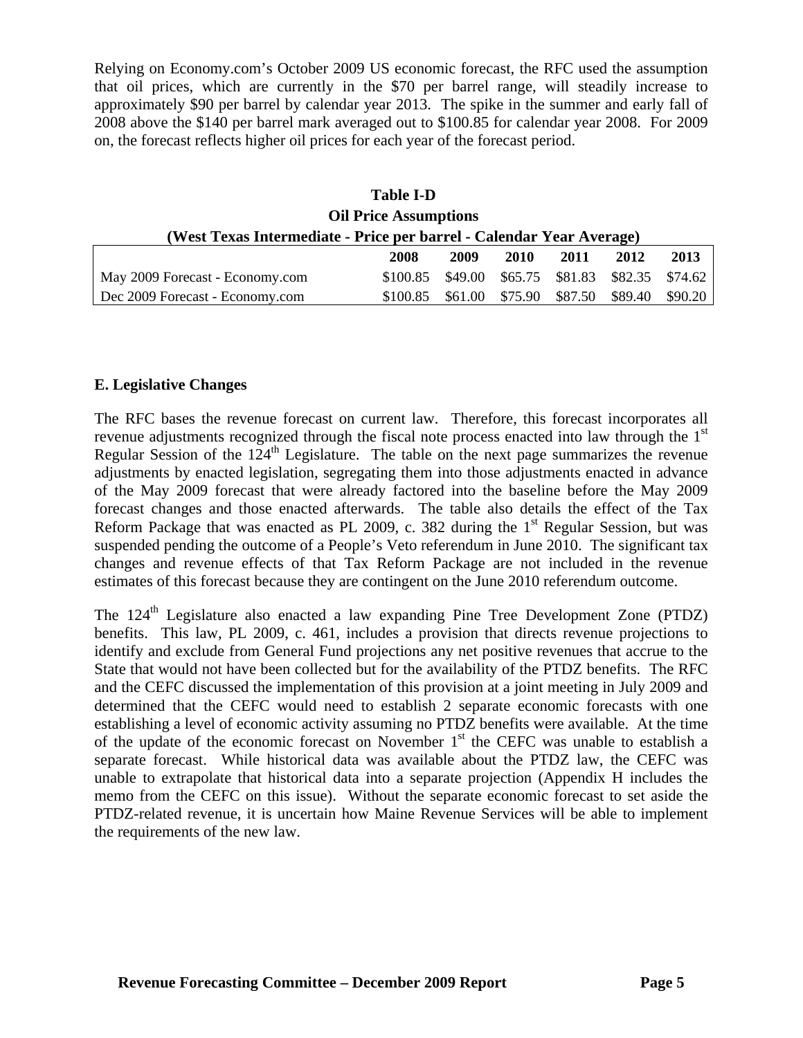Relying on Economy.com's October 2009 US economic forecast, the RFC used the assumption that oil prices, which are currently in the $70 per barrel range, will steadily increase to approximately $90 per barrel by calendar year 2013. The spike in the summer and early fall of 2008 above the $140 per barrel mark averaged out to $100.85 for calendar year 2008. For 2009 on, the forecast reflects higher oil prices for each year of the forecast period.

**Table I-D**
**Oil Price Assumptions**
**(West Texas Intermediate - Price per barrel - Calendar Year Average)**

| | 2008 | 2009 | 2010 | 2011 | 2012 | 2013 |
|---|---|---|---|---|---|---|
| May 2009 Forecast - Economy.com | $100.85 | $49.00 | $65.75 | $81.83 | $82.35 | $74.62 |
| Dec 2009 Forecast - Economy.com | $100.85 | $61.00 | $75.90 | $87.50 | $89.40 | $90.20 |

### E. Legislative Changes

The RFC bases the revenue forecast on current law. Therefore, this forecast incorporates all revenue adjustments recognized through the fiscal note process enacted into law through the 1st Regular Session of the 124th Legislature. The table on the next page summarizes the revenue adjustments by enacted legislation, segregating them into those adjustments enacted in advance of the May 2009 forecast that were already factored into the baseline before the May 2009 forecast changes and those enacted afterwards. The table also details the effect of the Tax Reform Package that was enacted as PL 2009, c. 382 during the 1st Regular Session, but was suspended pending the outcome of a People's Veto referendum in June 2010. The significant tax changes and revenue effects of that Tax Reform Package are not included in the revenue estimates of this forecast because they are contingent on the June 2010 referendum outcome.

The 124th Legislature also enacted a law expanding Pine Tree Development Zone (PTDZ) benefits. This law, PL 2009, c. 461, includes a provision that directs revenue projections to identify and exclude from General Fund projections any net positive revenues that accrue to the State that would not have been collected but for the availability of the PTDZ benefits. The RFC and the CEFC discussed the implementation of this provision at a joint meeting in July 2009 and determined that the CEFC would need to establish 2 separate economic forecasts with one establishing a level of economic activity assuming no PTDZ benefits were available. At the time of the update of the economic forecast on November 1st the CEFC was unable to establish a separate forecast. While historical data was available about the PTDZ law, the CEFC was unable to extrapolate that historical data into a separate projection (Appendix H includes the memo from the CEFC on this issue). Without the separate economic forecast to set aside the PTDZ-related revenue, it is uncertain how Maine Revenue Services will be able to implement the requirements of the new law.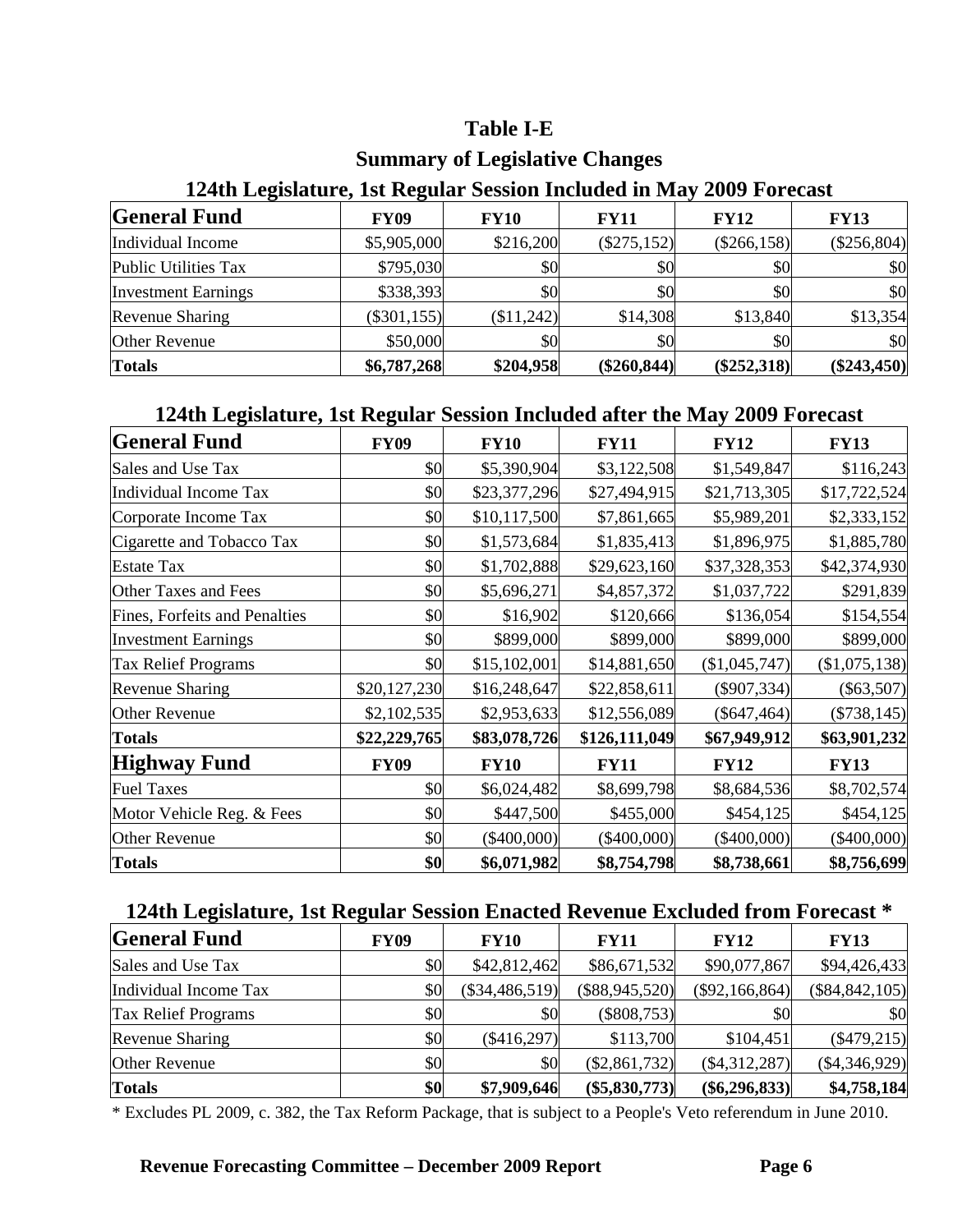# Table I-E

## Summary of Legislative Changes

### 124th Legislature, 1st Regular Session Included in May 2009 Forecast

| General Fund | FY09 | FY10 | FY11 | FY12 | FY13 |
|---|---|---|---|---|---|
| Individual Income | $5,905,000 | $216,200 | ($275,152) | ($266,158) | ($256,804) |
| Public Utilities Tax | $795,030 | $0 | $0 | $0 | $0 |
| Investment Earnings | $338,393 | $0 | $0 | $0 | $0 |
| Revenue Sharing | ($301,155) | ($11,242) | $14,308 | $13,840 | $13,354 |
| Other Revenue | $50,000 | $0 | $0 | $0 | $0 |
| **Totals** | **$6,787,268** | **$204,958** | **($260,844)** | **($252,318)** | **($243,450)** |

### 124th Legislature, 1st Regular Session Included after the May 2009 Forecast

| General Fund | FY09 | FY10 | FY11 | FY12 | FY13 |
|---|---|---|---|---|---|
| Sales and Use Tax | $0 | $5,390,904 | $3,122,508 | $1,549,847 | $116,243 |
| Individual Income Tax | $0 | $23,377,296 | $27,494,915 | $21,713,305 | $17,722,524 |
| Corporate Income Tax | $0 | $10,117,500 | $7,861,665 | $5,989,201 | $2,333,152 |
| Cigarette and Tobacco Tax | $0 | $1,573,684 | $1,835,413 | $1,896,975 | $1,885,780 |
| Estate Tax | $0 | $1,702,888 | $29,623,160 | $37,328,353 | $42,374,930 |
| Other Taxes and Fees | $0 | $5,696,271 | $4,857,372 | $1,037,722 | $291,839 |
| Fines, Forfeits and Penalties | $0 | $16,902 | $120,666 | $136,054 | $154,554 |
| Investment Earnings | $0 | $899,000 | $899,000 | $899,000 | $899,000 |
| Tax Relief Programs | $0 | $15,102,001 | $14,881,650 | ($1,045,747) | ($1,075,138) |
| Revenue Sharing | $20,127,230 | $16,248,647 | $22,858,611 | ($907,334) | ($63,507) |
| Other Revenue | $2,102,535 | $2,953,633 | $12,556,089 | ($647,464) | ($738,145) |
| **Totals** | **$22,229,765** | **$83,078,726** | **$126,111,049** | **$67,949,912** | **$63,901,232** |
| **Highway Fund** | **FY09** | **FY10** | **FY11** | **FY12** | **FY13** |
| Fuel Taxes | $0 | $6,024,482 | $8,699,798 | $8,684,536 | $8,702,574 |
| Motor Vehicle Reg. & Fees | $0 | $447,500 | $455,000 | $454,125 | $454,125 |
| Other Revenue | $0 | ($400,000) | ($400,000) | ($400,000) | ($400,000) |
| **Totals** | **$0** | **$6,071,982** | **$8,754,798** | **$8,738,661** | **$8,756,699** |

### 124th Legislature, 1st Regular Session Enacted Revenue Excluded from Forecast *

| General Fund | FY09 | FY10 | FY11 | FY12 | FY13 |
|---|---|---|---|---|---|
| Sales and Use Tax | $0 | $42,812,462 | $86,671,532 | $90,077,867 | $94,426,433 |
| Individual Income Tax | $0 | ($34,486,519) | ($88,945,520) | ($92,166,864) | ($84,842,105) |
| Tax Relief Programs | $0 | $0 | ($808,753) | $0 | $0 |
| Revenue Sharing | $0 | ($416,297) | $113,700 | $104,451 | ($479,215) |
| Other Revenue | $0 | $0 | ($2,861,732) | ($4,312,287) | ($4,346,929) |
| **Totals** | **$0** | **$7,909,646** | **($5,830,773)** | **($6,296,833)** | **$4,758,184** |

* Excludes PL 2009, c. 382, the Tax Reform Package, that is subject to a People's Veto referendum in June 2010.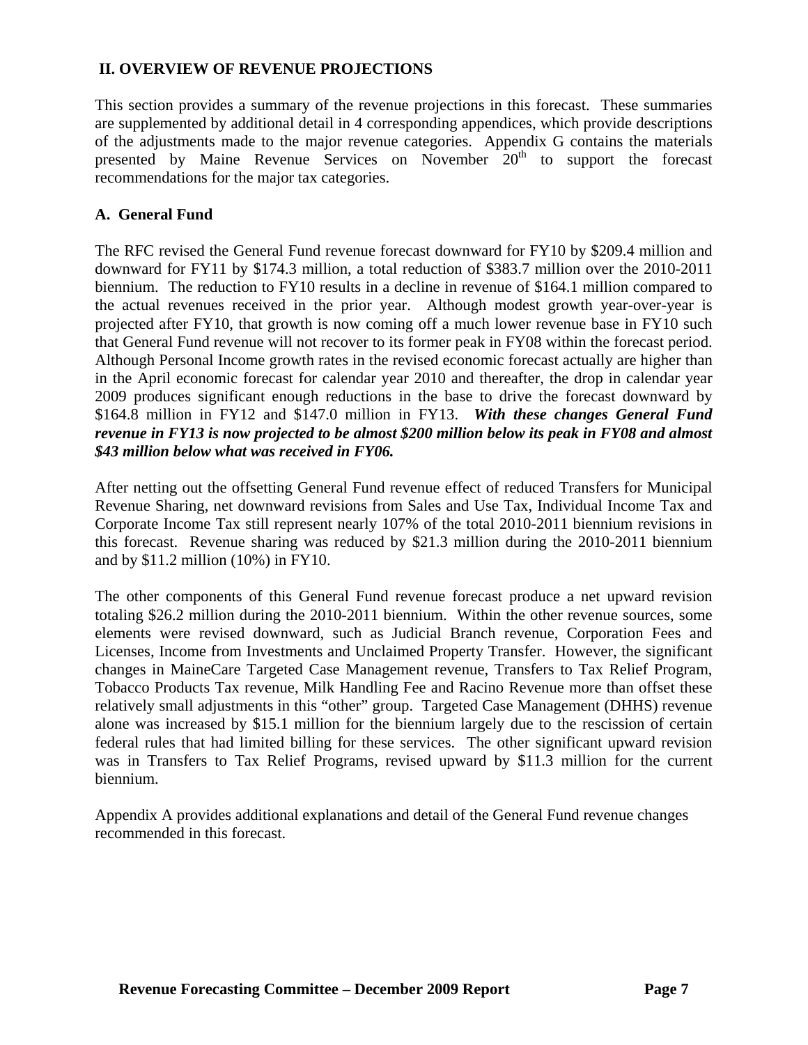## II. OVERVIEW OF REVENUE PROJECTIONS

This section provides a summary of the revenue projections in this forecast. These summaries are supplemented by additional detail in 4 corresponding appendices, which provide descriptions of the adjustments made to the major revenue categories. Appendix G contains the materials presented by Maine Revenue Services on November 20th to support the forecast recommendations for the major tax categories.

### A. General Fund

The RFC revised the General Fund revenue forecast downward for FY10 by $209.4 million and downward for FY11 by $174.3 million, a total reduction of $383.7 million over the 2010-2011 biennium. The reduction to FY10 results in a decline in revenue of $164.1 million compared to the actual revenues received in the prior year. Although modest growth year-over-year is projected after FY10, that growth is now coming off a much lower revenue base in FY10 such that General Fund revenue will not recover to its former peak in FY08 within the forecast period. Although Personal Income growth rates in the revised economic forecast actually are higher than in the April economic forecast for calendar year 2010 and thereafter, the drop in calendar year 2009 produces significant enough reductions in the base to drive the forecast downward by $164.8 million in FY12 and $147.0 million in FY13. ***With these changes General Fund revenue in FY13 is now projected to be almost $200 million below its peak in FY08 and almost $43 million below what was received in FY06.***

After netting out the offsetting General Fund revenue effect of reduced Transfers for Municipal Revenue Sharing, net downward revisions from Sales and Use Tax, Individual Income Tax and Corporate Income Tax still represent nearly 107% of the total 2010-2011 biennium revisions in this forecast. Revenue sharing was reduced by $21.3 million during the 2010-2011 biennium and by $11.2 million (10%) in FY10.

The other components of this General Fund revenue forecast produce a net upward revision totaling $26.2 million during the 2010-2011 biennium. Within the other revenue sources, some elements were revised downward, such as Judicial Branch revenue, Corporation Fees and Licenses, Income from Investments and Unclaimed Property Transfer. However, the significant changes in MaineCare Targeted Case Management revenue, Transfers to Tax Relief Program, Tobacco Products Tax revenue, Milk Handling Fee and Racino Revenue more than offset these relatively small adjustments in this "other" group. Targeted Case Management (DHHS) revenue alone was increased by $15.1 million for the biennium largely due to the rescission of certain federal rules that had limited billing for these services. The other significant upward revision was in Transfers to Tax Relief Programs, revised upward by $11.3 million for the current biennium.

Appendix A provides additional explanations and detail of the General Fund revenue changes recommended in this forecast.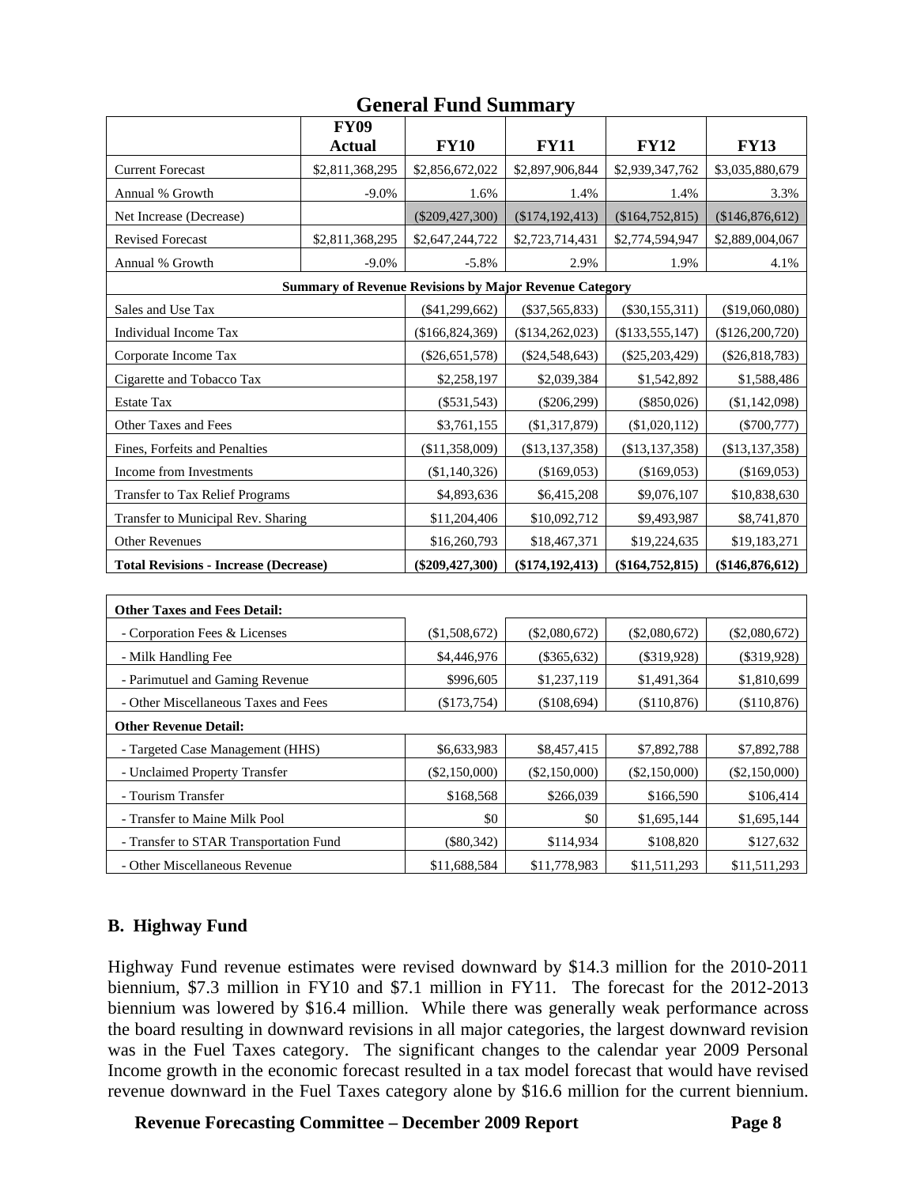## General Fund Summary

| | FY09 Actual | FY10 | FY11 | FY12 | FY13 |
|---|---|---|---|---|---|
| Current Forecast | $2,811,368,295 | $2,856,672,022 | $2,897,906,844 | $2,939,347,762 | $3,035,880,679 |
| Annual % Growth | -9.0% | 1.6% | 1.4% | 1.4% | 3.3% |
| Net Increase (Decrease) | | ($209,427,300) | ($174,192,413) | ($164,752,815) | ($146,876,612) |
| Revised Forecast | $2,811,368,295 | $2,647,244,722 | $2,723,714,431 | $2,774,594,947 | $2,889,004,067 |
| Annual % Growth | -9.0% | -5.8% | 2.9% | 1.9% | 4.1% |
| **Summary of Revenue Revisions by Major Revenue Category** | | | | | |
| Sales and Use Tax | | ($41,299,662) | ($37,565,833) | ($30,155,311) | ($19,060,080) |
| Individual Income Tax | | ($166,824,369) | ($134,262,023) | ($133,555,147) | ($126,200,720) |
| Corporate Income Tax | | ($26,651,578) | ($24,548,643) | ($25,203,429) | ($26,818,783) |
| Cigarette and Tobacco Tax | | $2,258,197 | $2,039,384 | $1,542,892 | $1,588,486 |
| Estate Tax | | ($531,543) | ($206,299) | ($850,026) | ($1,142,098) |
| Other Taxes and Fees | | $3,761,155 | ($1,317,879) | ($1,020,112) | ($700,777) |
| Fines, Forfeits and Penalties | | ($11,358,009) | ($13,137,358) | ($13,137,358) | ($13,137,358) |
| Income from Investments | | ($1,140,326) | ($169,053) | ($169,053) | ($169,053) |
| Transfer to Tax Relief Programs | | $4,893,636 | $6,415,208 | $9,076,107 | $10,838,630 |
| Transfer to Municipal Rev. Sharing | | $11,204,406 | $10,092,712 | $9,493,987 | $8,741,870 |
| Other Revenues | | $16,260,793 | $18,467,371 | $19,224,635 | $19,183,271 |
| **Total Revisions - Increase (Decrease)** | | **($209,427,300)** | **($174,192,413)** | **($164,752,815)** | **($146,876,612)** |

| | FY10 | FY11 | FY12 | FY13 |
|---|---|---|---|---|
| **Other Taxes and Fees Detail:** | | | | |
| - Corporation Fees & Licenses | ($1,508,672) | ($2,080,672) | ($2,080,672) | ($2,080,672) |
| - Milk Handling Fee | $4,446,976 | ($365,632) | ($319,928) | ($319,928) |
| - Parimutuel and Gaming Revenue | $996,605 | $1,237,119 | $1,491,364 | $1,810,699 |
| - Other Miscellaneous Taxes and Fees | ($173,754) | ($108,694) | ($110,876) | ($110,876) |
| **Other Revenue Detail:** | | | | |
| - Targeted Case Management (HHS) | $6,633,983 | $8,457,415 | $7,892,788 | $7,892,788 |
| - Unclaimed Property Transfer | ($2,150,000) | ($2,150,000) | ($2,150,000) | ($2,150,000) |
| - Tourism Transfer | $168,568 | $266,039 | $166,590 | $106,414 |
| - Transfer to Maine Milk Pool | $0 | $0 | $1,695,144 | $1,695,144 |
| - Transfer to STAR Transportation Fund | ($80,342) | $114,934 | $108,820 | $127,632 |
| - Other Miscellaneous Revenue | $11,688,584 | $11,778,983 | $11,511,293 | $11,511,293 |

### B. Highway Fund

Highway Fund revenue estimates were revised downward by $14.3 million for the 2010-2011 biennium, $7.3 million in FY10 and $7.1 million in FY11. The forecast for the 2012-2013 biennium was lowered by $16.4 million. While there was generally weak performance across the board resulting in downward revisions in all major categories, the largest downward revision was in the Fuel Taxes category. The significant changes to the calendar year 2009 Personal Income growth in the economic forecast resulted in a tax model forecast that would have revised revenue downward in the Fuel Taxes category alone by $16.6 million for the current biennium.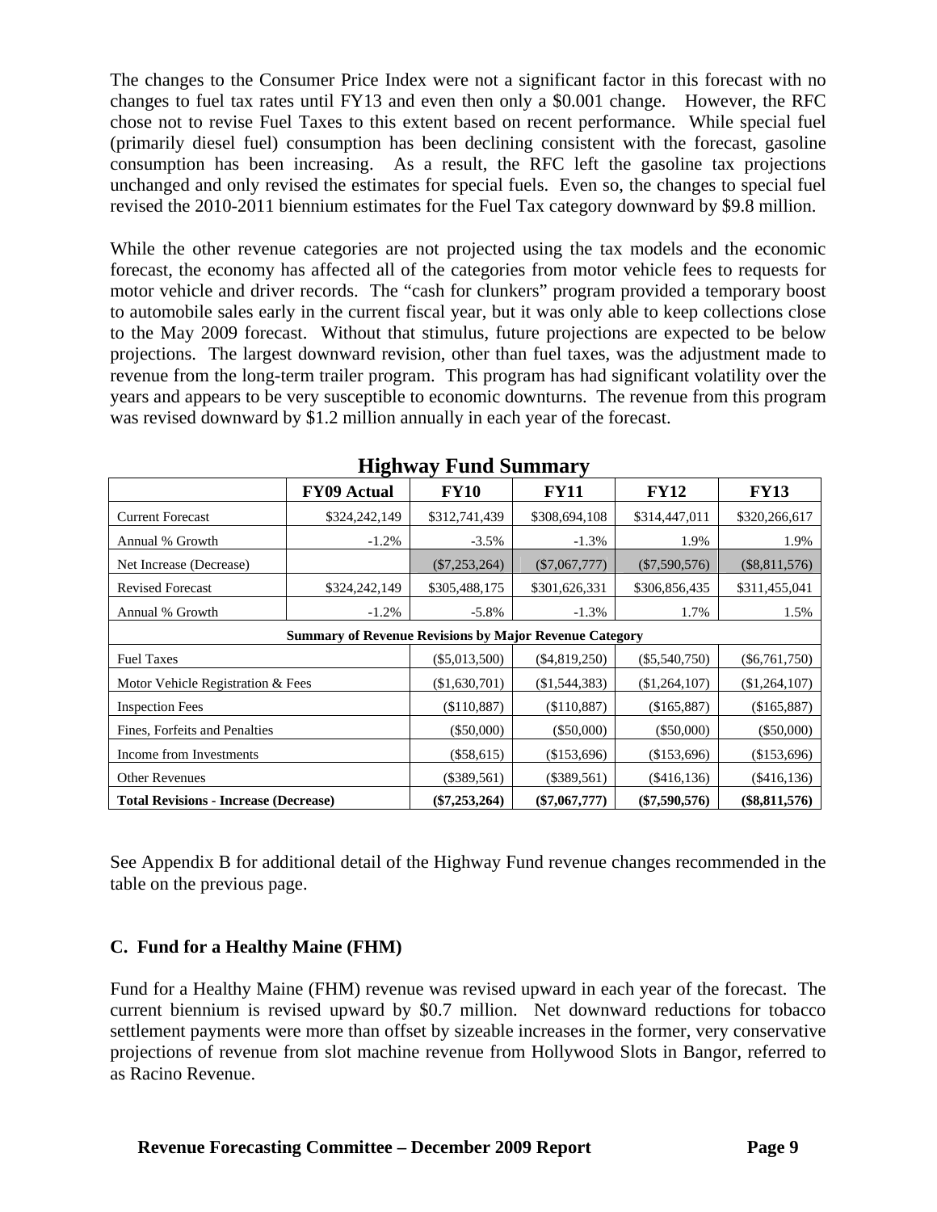The changes to the Consumer Price Index were not a significant factor in this forecast with no changes to fuel tax rates until FY13 and even then only a $0.001 change. However, the RFC chose not to revise Fuel Taxes to this extent based on recent performance. While special fuel (primarily diesel fuel) consumption has been declining consistent with the forecast, gasoline consumption has been increasing. As a result, the RFC left the gasoline tax projections unchanged and only revised the estimates for special fuels. Even so, the changes to special fuel revised the 2010-2011 biennium estimates for the Fuel Tax category downward by $9.8 million.

While the other revenue categories are not projected using the tax models and the economic forecast, the economy has affected all of the categories from motor vehicle fees to requests for motor vehicle and driver records. The "cash for clunkers" program provided a temporary boost to automobile sales early in the current fiscal year, but it was only able to keep collections close to the May 2009 forecast. Without that stimulus, future projections are expected to be below projections. The largest downward revision, other than fuel taxes, was the adjustment made to revenue from the long-term trailer program. This program has had significant volatility over the years and appears to be very susceptible to economic downturns. The revenue from this program was revised downward by $1.2 million annually in each year of the forecast.

## Highway Fund Summary

| | FY09 Actual | FY10 | FY11 | FY12 | FY13 |
|---|---|---|---|---|---|
| Current Forecast | $324,242,149 | $312,741,439 | $308,694,108 | $314,447,011 | $320,266,617 |
| Annual % Growth | -1.2% | -3.5% | -1.3% | 1.9% | 1.9% |
| Net Increase (Decrease) | | ($7,253,264) | ($7,067,777) | ($7,590,576) | ($8,811,576) |
| Revised Forecast | $324,242,149 | $305,488,175 | $301,626,331 | $306,856,435 | $311,455,041 |
| Annual % Growth | -1.2% | -5.8% | -1.3% | 1.7% | 1.5% |
| **Summary of Revenue Revisions by Major Revenue Category** | | | | | |
| Fuel Taxes | | ($5,013,500) | ($4,819,250) | ($5,540,750) | ($6,761,750) |
| Motor Vehicle Registration & Fees | | ($1,630,701) | ($1,544,383) | ($1,264,107) | ($1,264,107) |
| Inspection Fees | | ($110,887) | ($110,887) | ($165,887) | ($165,887) |
| Fines, Forfeits and Penalties | | ($50,000) | ($50,000) | ($50,000) | ($50,000) |
| Income from Investments | | ($58,615) | ($153,696) | ($153,696) | ($153,696) |
| Other Revenues | | ($389,561) | ($389,561) | ($416,136) | ($416,136) |
| **Total Revisions - Increase (Decrease)** | | **($7,253,264)** | **($7,067,777)** | **($7,590,576)** | **($8,811,576)** |

See Appendix B for additional detail of the Highway Fund revenue changes recommended in the table on the previous page.

### C. Fund for a Healthy Maine (FHM)

Fund for a Healthy Maine (FHM) revenue was revised upward in each year of the forecast. The current biennium is revised upward by $0.7 million. Net downward reductions for tobacco settlement payments were more than offset by sizeable increases in the former, very conservative projections of revenue from slot machine revenue from Hollywood Slots in Bangor, referred to as Racino Revenue.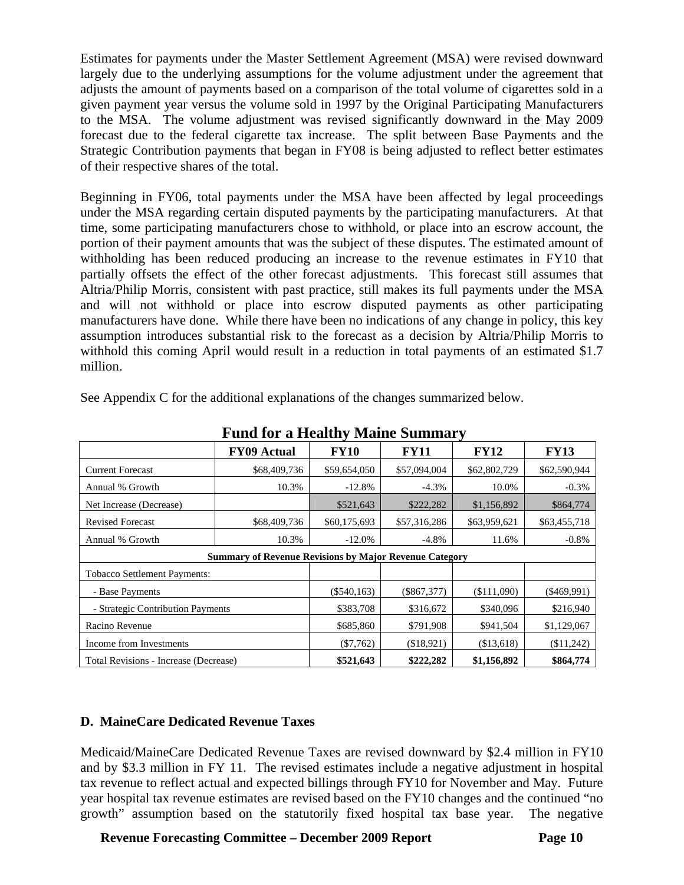Estimates for payments under the Master Settlement Agreement (MSA) were revised downward largely due to the underlying assumptions for the volume adjustment under the agreement that adjusts the amount of payments based on a comparison of the total volume of cigarettes sold in a given payment year versus the volume sold in 1997 by the Original Participating Manufacturers to the MSA. The volume adjustment was revised significantly downward in the May 2009 forecast due to the federal cigarette tax increase. The split between Base Payments and the Strategic Contribution payments that began in FY08 is being adjusted to reflect better estimates of their respective shares of the total.

Beginning in FY06, total payments under the MSA have been affected by legal proceedings under the MSA regarding certain disputed payments by the participating manufacturers. At that time, some participating manufacturers chose to withhold, or place into an escrow account, the portion of their payment amounts that was the subject of these disputes. The estimated amount of withholding has been reduced producing an increase to the revenue estimates in FY10 that partially offsets the effect of the other forecast adjustments. This forecast still assumes that Altria/Philip Morris, consistent with past practice, still makes its full payments under the MSA and will not withhold or place into escrow disputed payments as other participating manufacturers have done. While there have been no indications of any change in policy, this key assumption introduces substantial risk to the forecast as a decision by Altria/Philip Morris to withhold this coming April would result in a reduction in total payments of an estimated $1.7 million.

See Appendix C for the additional explanations of the changes summarized below.

**Fund for a Healthy Maine Summary**

| | FY09 Actual | FY10 | FY11 | FY12 | FY13 |
|---|---|---|---|---|---|
| Current Forecast | $68,409,736 | $59,654,050 | $57,094,004 | $62,802,729 | $62,590,944 |
| Annual % Growth | 10.3% | -12.8% | -4.3% | 10.0% | -0.3% |
| Net Increase (Decrease) | | $521,643 | $222,282 | $1,156,892 | $864,774 |
| Revised Forecast | $68,409,736 | $60,175,693 | $57,316,286 | $63,959,621 | $63,455,718 |
| Annual % Growth | 10.3% | -12.0% | -4.8% | 11.6% | -0.8% |
| **Summary of Revenue Revisions by Major Revenue Category** | | | | | |
| Tobacco Settlement Payments: | | | | | |
| - Base Payments | | ($540,163) | ($867,377) | ($111,090) | ($469,991) |
| - Strategic Contribution Payments | | $383,708 | $316,672 | $340,096 | $216,940 |
| Racino Revenue | | $685,860 | $791,908 | $941,504 | $1,129,067 |
| Income from Investments | | ($7,762) | ($18,921) | ($13,618) | ($11,242) |
| Total Revisions - Increase (Decrease) | | **$521,643** | **$222,282** | **$1,156,892** | **$864,774** |

**D. MaineCare Dedicated Revenue Taxes**

Medicaid/MaineCare Dedicated Revenue Taxes are revised downward by $2.4 million in FY10 and by $3.3 million in FY 11. The revised estimates include a negative adjustment in hospital tax revenue to reflect actual and expected billings through FY10 for November and May. Future year hospital tax revenue estimates are revised based on the FY10 changes and the continued "no growth" assumption based on the statutorily fixed hospital tax base year. The negative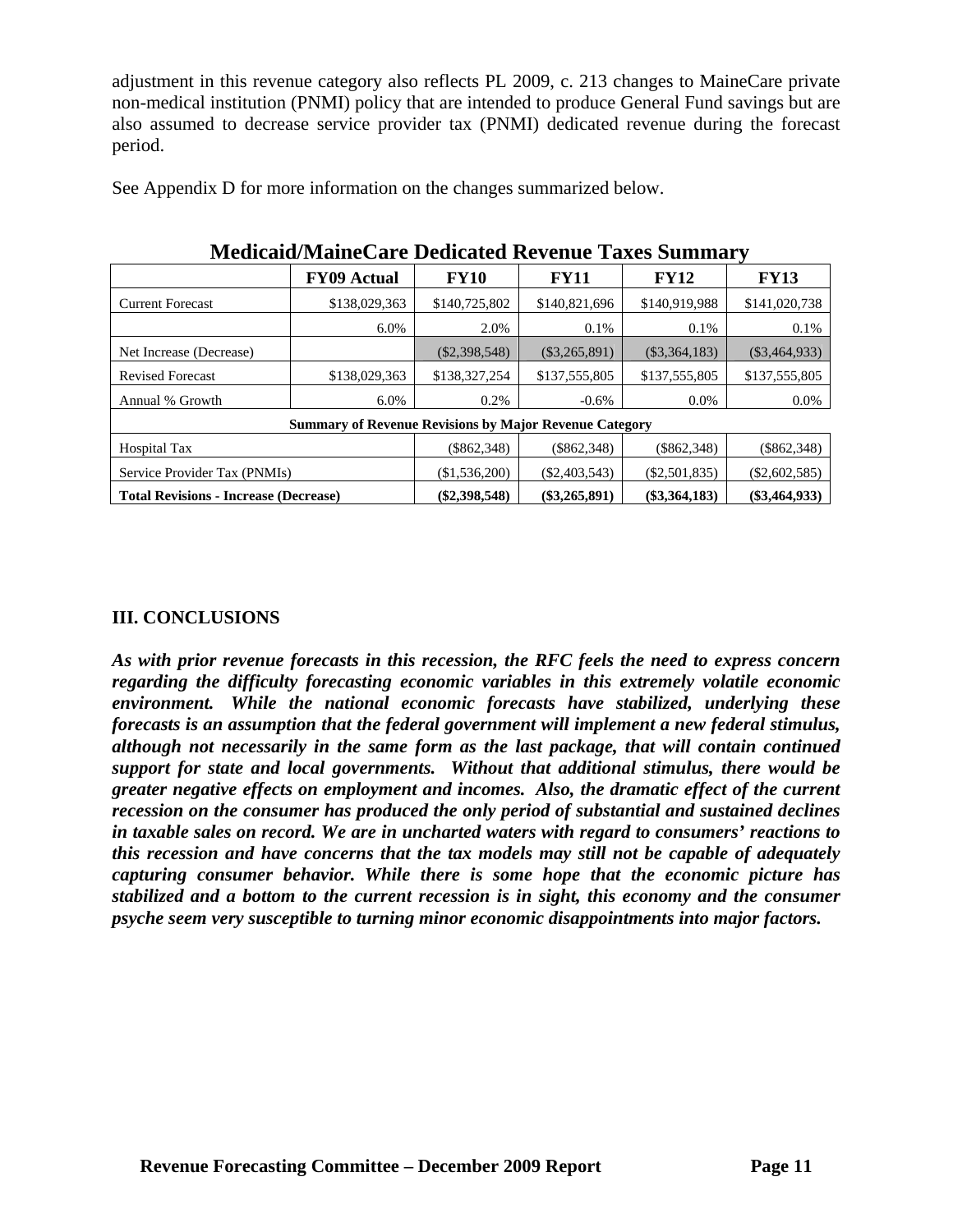adjustment in this revenue category also reflects PL 2009, c. 213 changes to MaineCare private non-medical institution (PNMI) policy that are intended to produce General Fund savings but are also assumed to decrease service provider tax (PNMI) dedicated revenue during the forecast period.

See Appendix D for more information on the changes summarized below.

**Medicaid/MaineCare Dedicated Revenue Taxes Summary**

| | FY09 Actual | FY10 | FY11 | FY12 | FY13 |
|---|---|---|---|---|---|
| Current Forecast | $138,029,363 | $140,725,802 | $140,821,696 | $140,919,988 | $141,020,738 |
| | 6.0% | 2.0% | 0.1% | 0.1% | 0.1% |
| Net Increase (Decrease) | | ($2,398,548) | ($3,265,891) | ($3,364,183) | ($3,464,933) |
| Revised Forecast | $138,029,363 | $138,327,254 | $137,555,805 | $137,555,805 | $137,555,805 |
| Annual % Growth | 6.0% | 0.2% | -0.6% | 0.0% | 0.0% |
| **Summary of Revenue Revisions by Major Revenue Category** | | | | | |
| Hospital Tax | | ($862,348) | ($862,348) | ($862,348) | ($862,348) |
| Service Provider Tax (PNMIs) | | ($1,536,200) | ($2,403,543) | ($2,501,835) | ($2,602,585) |
| **Total Revisions - Increase (Decrease)** | | **($2,398,548)** | **($3,265,891)** | **($3,364,183)** | **($3,464,933)** |

## III. CONCLUSIONS

***As with prior revenue forecasts in this recession, the RFC feels the need to express concern regarding the difficulty forecasting economic variables in this extremely volatile economic environment. While the national economic forecasts have stabilized, underlying these forecasts is an assumption that the federal government will implement a new federal stimulus, although not necessarily in the same form as the last package, that will contain continued support for state and local governments. Without that additional stimulus, there would be greater negative effects on employment and incomes. Also, the dramatic effect of the current recession on the consumer has produced the only period of substantial and sustained declines in taxable sales on record. We are in uncharted waters with regard to consumers' reactions to this recession and have concerns that the tax models may still not be capable of adequately capturing consumer behavior. While there is some hope that the economic picture has stabilized and a bottom to the current recession is in sight, this economy and the consumer psyche seem very susceptible to turning minor economic disappointments into major factors.***